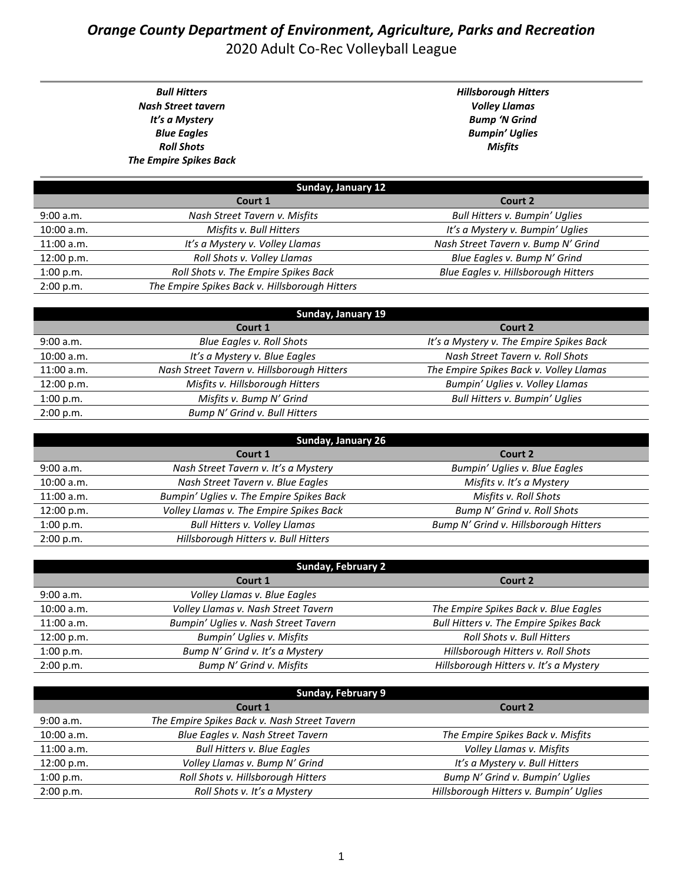# *Orange County Department of Environment, Agriculture, Parks and Recreation*

## 2020 Adult Co-Rec Volleyball League

***Bull Hitters***
***Nash Street tavern***
***It's a Mystery***
***Blue Eagles***
***Roll Shots***
***The Empire Spikes Back***

***Hillsborough Hitters***
***Volley Llamas***
***Bump 'N Grind***
***Bumpin' Uglies***
***Misfits***

| Sunday, January 12 | | |
|---|---|---|
| | **Court 1** | **Court 2** |
| 9:00 a.m. | *Nash Street Tavern v. Misfits* | *Bull Hitters v. Bumpin' Uglies* |
| 10:00 a.m. | *Misfits v. Bull Hitters* | *It's a Mystery v. Bumpin' Uglies* |
| 11:00 a.m. | *It's a Mystery v. Volley Llamas* | *Nash Street Tavern v. Bump N' Grind* |
| 12:00 p.m. | *Roll Shots v. Volley Llamas* | *Blue Eagles v. Bump N' Grind* |
| 1:00 p.m. | *Roll Shots v. The Empire Spikes Back* | *Blue Eagles v. Hillsborough Hitters* |
| 2:00 p.m. | *The Empire Spikes Back v. Hillsborough Hitters* | |

| Sunday, January 19 | | |
|---|---|---|
| | **Court 1** | **Court 2** |
| 9:00 a.m. | *Blue Eagles v. Roll Shots* | *It's a Mystery v. The Empire Spikes Back* |
| 10:00 a.m. | *It's a Mystery v. Blue Eagles* | *Nash Street Tavern v. Roll Shots* |
| 11:00 a.m. | *Nash Street Tavern v. Hillsborough Hitters* | *The Empire Spikes Back v. Volley Llamas* |
| 12:00 p.m. | *Misfits v. Hillsborough Hitters* | *Bumpin' Uglies v. Volley Llamas* |
| 1:00 p.m. | *Misfits v. Bump N' Grind* | *Bull Hitters v. Bumpin' Uglies* |
| 2:00 p.m. | *Bump N' Grind v. Bull Hitters* | |

| Sunday, January 26 | | |
|---|---|---|
| | **Court 1** | **Court 2** |
| 9:00 a.m. | *Nash Street Tavern v. It's a Mystery* | *Bumpin' Uglies v. Blue Eagles* |
| 10:00 a.m. | *Nash Street Tavern v. Blue Eagles* | *Misfits v. It's a Mystery* |
| 11:00 a.m. | *Bumpin' Uglies v. The Empire Spikes Back* | *Misfits v. Roll Shots* |
| 12:00 p.m. | *Volley Llamas v. The Empire Spikes Back* | *Bump N' Grind v. Roll Shots* |
| 1:00 p.m. | *Bull Hitters v. Volley Llamas* | *Bump N' Grind v. Hillsborough Hitters* |
| 2:00 p.m. | *Hillsborough Hitters v. Bull Hitters* | |

| Sunday, February 2 | | |
|---|---|---|
| | **Court 1** | **Court 2** |
| 9:00 a.m. | *Volley Llamas v. Blue Eagles* | |
| 10:00 a.m. | *Volley Llamas v. Nash Street Tavern* | *The Empire Spikes Back v. Blue Eagles* |
| 11:00 a.m. | *Bumpin' Uglies v. Nash Street Tavern* | *Bull Hitters v. The Empire Spikes Back* |
| 12:00 p.m. | *Bumpin' Uglies v. Misfits* | *Roll Shots v. Bull Hitters* |
| 1:00 p.m. | *Bump N' Grind v. It's a Mystery* | *Hillsborough Hitters v. Roll Shots* |
| 2:00 p.m. | *Bump N' Grind v. Misfits* | *Hillsborough Hitters v. It's a Mystery* |

| Sunday, February 9 | | |
|---|---|---|
| | **Court 1** | **Court 2** |
| 9:00 a.m. | *The Empire Spikes Back v. Nash Street Tavern* | |
| 10:00 a.m. | *Blue Eagles v. Nash Street Tavern* | *The Empire Spikes Back v. Misfits* |
| 11:00 a.m. | *Bull Hitters v. Blue Eagles* | *Volley Llamas v. Misfits* |
| 12:00 p.m. | *Volley Llamas v. Bump N' Grind* | *It's a Mystery v. Bull Hitters* |
| 1:00 p.m. | *Roll Shots v. Hillsborough Hitters* | *Bump N' Grind v. Bumpin' Uglies* |
| 2:00 p.m. | *Roll Shots v. It's a Mystery* | *Hillsborough Hitters v. Bumpin' Uglies* |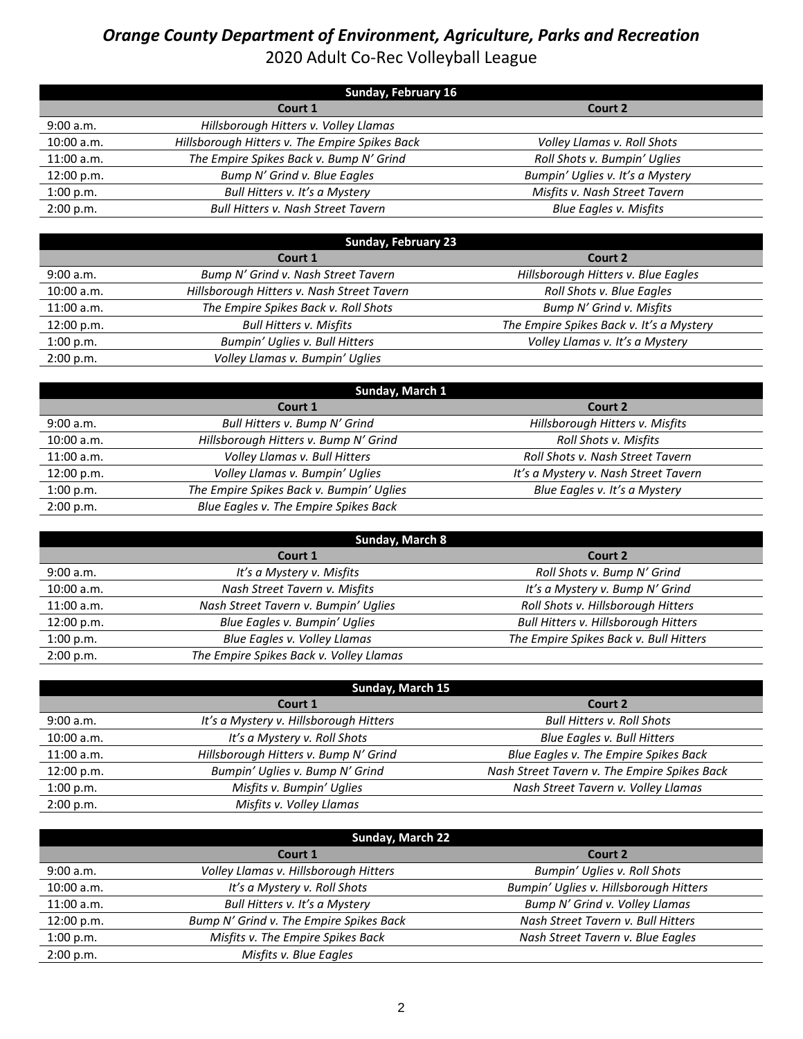# *Orange County Department of Environment, Agriculture, Parks and Recreation*

## 2020 Adult Co-Rec Volleyball League

| **Sunday, February 16** | | |
|---|---|---|
| | **Court 1** | **Court 2** |
| 9:00 a.m. | *Hillsborough Hitters v. Volley Llamas* | |
| 10:00 a.m. | *Hillsborough Hitters v. The Empire Spikes Back* | *Volley Llamas v. Roll Shots* |
| 11:00 a.m. | *The Empire Spikes Back v. Bump N' Grind* | *Roll Shots v. Bumpin' Uglies* |
| 12:00 p.m. | *Bump N' Grind v. Blue Eagles* | *Bumpin' Uglies v. It's a Mystery* |
| 1:00 p.m. | *Bull Hitters v. It's a Mystery* | *Misfits v. Nash Street Tavern* |
| 2:00 p.m. | *Bull Hitters v. Nash Street Tavern* | *Blue Eagles v. Misfits* |

| **Sunday, February 23** | | |
|---|---|---|
| | **Court 1** | **Court 2** |
| 9:00 a.m. | *Bump N' Grind v. Nash Street Tavern* | *Hillsborough Hitters v. Blue Eagles* |
| 10:00 a.m. | *Hillsborough Hitters v. Nash Street Tavern* | *Roll Shots v. Blue Eagles* |
| 11:00 a.m. | *The Empire Spikes Back v. Roll Shots* | *Bump N' Grind v. Misfits* |
| 12:00 p.m. | *Bull Hitters v. Misfits* | *The Empire Spikes Back v. It's a Mystery* |
| 1:00 p.m. | *Bumpin' Uglies v. Bull Hitters* | *Volley Llamas v. It's a Mystery* |
| 2:00 p.m. | *Volley Llamas v. Bumpin' Uglies* | |

| **Sunday, March 1** | | |
|---|---|---|
| | **Court 1** | **Court 2** |
| 9:00 a.m. | *Bull Hitters v. Bump N' Grind* | *Hillsborough Hitters v. Misfits* |
| 10:00 a.m. | *Hillsborough Hitters v. Bump N' Grind* | *Roll Shots v. Misfits* |
| 11:00 a.m. | *Volley Llamas v. Bull Hitters* | *Roll Shots v. Nash Street Tavern* |
| 12:00 p.m. | *Volley Llamas v. Bumpin' Uglies* | *It's a Mystery v. Nash Street Tavern* |
| 1:00 p.m. | *The Empire Spikes Back v. Bumpin' Uglies* | *Blue Eagles v. It's a Mystery* |
| 2:00 p.m. | *Blue Eagles v. The Empire Spikes Back* | |

| **Sunday, March 8** | | |
|---|---|---|
| | **Court 1** | **Court 2** |
| 9:00 a.m. | *It's a Mystery v. Misfits* | *Roll Shots v. Bump N' Grind* |
| 10:00 a.m. | *Nash Street Tavern v. Misfits* | *It's a Mystery v. Bump N' Grind* |
| 11:00 a.m. | *Nash Street Tavern v. Bumpin' Uglies* | *Roll Shots v. Hillsborough Hitters* |
| 12:00 p.m. | *Blue Eagles v. Bumpin' Uglies* | *Bull Hitters v. Hillsborough Hitters* |
| 1:00 p.m. | *Blue Eagles v. Volley Llamas* | *The Empire Spikes Back v. Bull Hitters* |
| 2:00 p.m. | *The Empire Spikes Back v. Volley Llamas* | |

| **Sunday, March 15** | | |
|---|---|---|
| | **Court 1** | **Court 2** |
| 9:00 a.m. | *It's a Mystery v. Hillsborough Hitters* | *Bull Hitters v. Roll Shots* |
| 10:00 a.m. | *It's a Mystery v. Roll Shots* | *Blue Eagles v. Bull Hitters* |
| 11:00 a.m. | *Hillsborough Hitters v. Bump N' Grind* | *Blue Eagles v. The Empire Spikes Back* |
| 12:00 p.m. | *Bumpin' Uglies v. Bump N' Grind* | *Nash Street Tavern v. The Empire Spikes Back* |
| 1:00 p.m. | *Misfits v. Bumpin' Uglies* | *Nash Street Tavern v. Volley Llamas* |
| 2:00 p.m. | *Misfits v. Volley Llamas* | |

| **Sunday, March 22** | | |
|---|---|---|
| | **Court 1** | **Court 2** |
| 9:00 a.m. | *Volley Llamas v. Hillsborough Hitters* | *Bumpin' Uglies v. Roll Shots* |
| 10:00 a.m. | *It's a Mystery v. Roll Shots* | *Bumpin' Uglies v. Hillsborough Hitters* |
| 11:00 a.m. | *Bull Hitters v. It's a Mystery* | *Bump N' Grind v. Volley Llamas* |
| 12:00 p.m. | *Bump N' Grind v. The Empire Spikes Back* | *Nash Street Tavern v. Bull Hitters* |
| 1:00 p.m. | *Misfits v. The Empire Spikes Back* | *Nash Street Tavern v. Blue Eagles* |
| 2:00 p.m. | *Misfits v. Blue Eagles* | |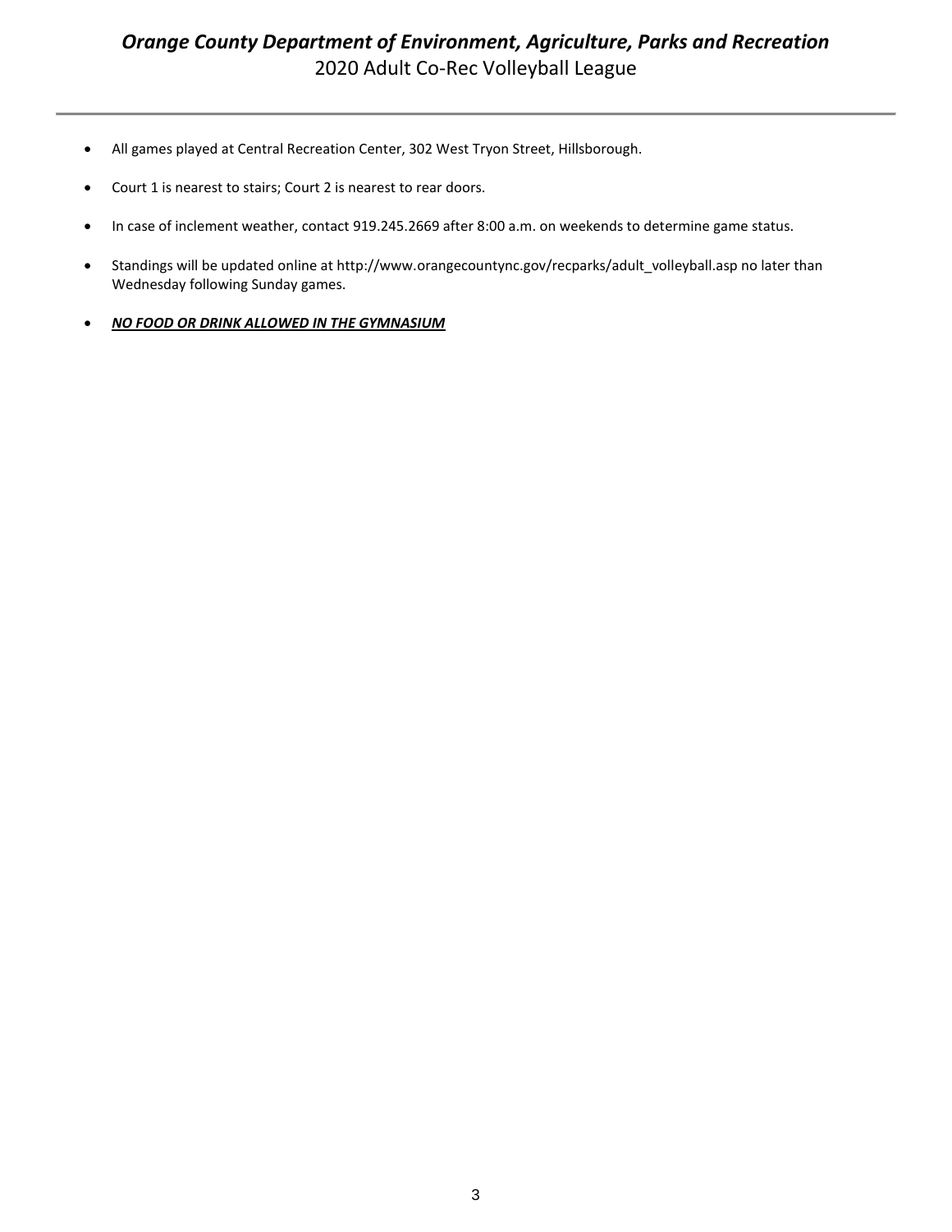## *Orange County Department of Environment, Agriculture, Parks and Recreation*
2020 Adult Co-Rec Volleyball League

- All games played at Central Recreation Center, 302 West Tryon Street, Hillsborough.
- Court 1 is nearest to stairs; Court 2 is nearest to rear doors.
- In case of inclement weather, contact 919.245.2669 after 8:00 a.m. on weekends to determine game status.
- Standings will be updated online at http://www.orangecountync.gov/recparks/adult_volleyball.asp no later than Wednesday following Sunday games.
- <u>***NO FOOD OR DRINK ALLOWED IN THE GYMNASIUM***</u>